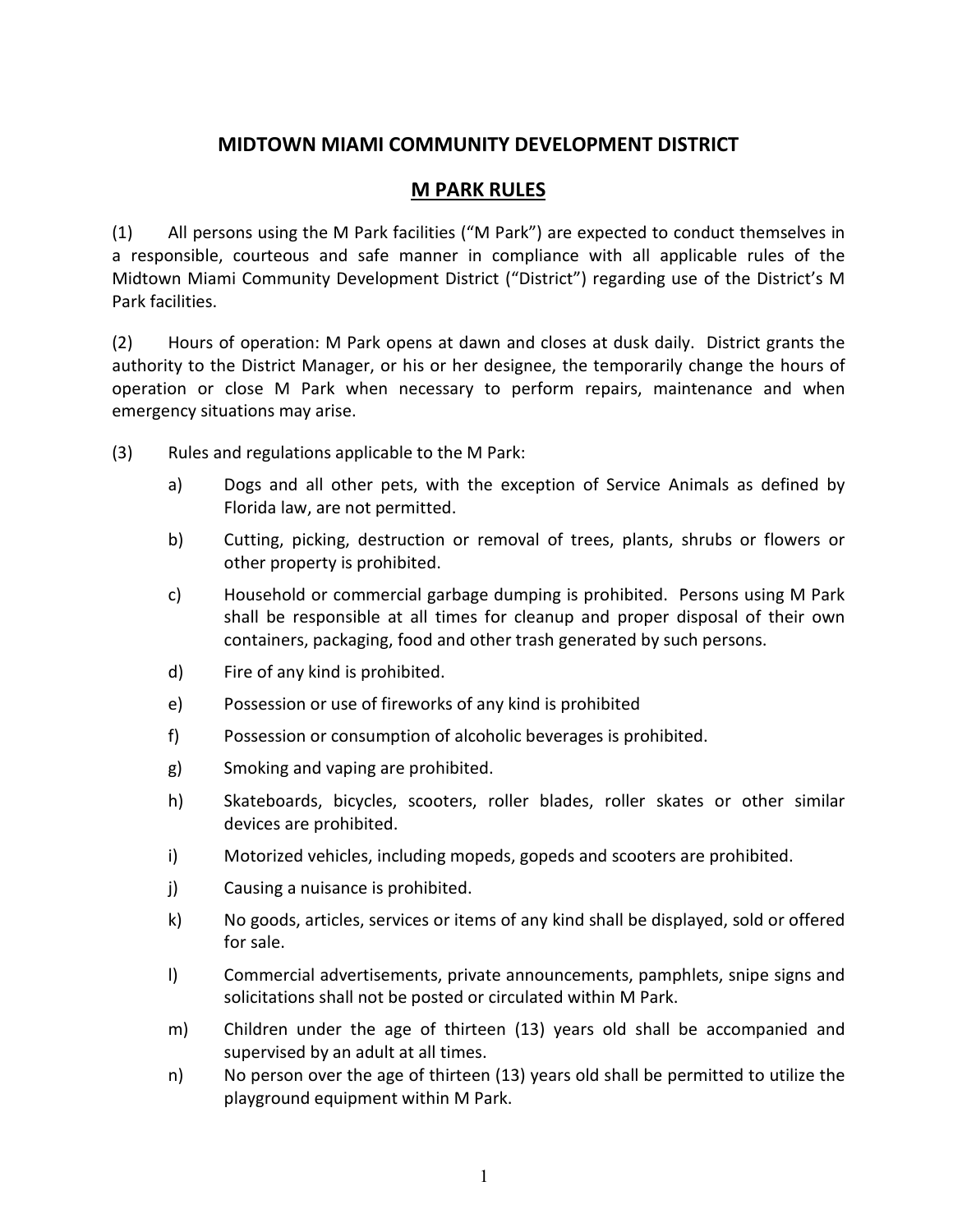# MIDTOWN MIAMI COMMUNITY DEVELOPMENT DISTRICT

## M PARK RULES

(1) All persons using the M Park facilities ("M Park") are expected to conduct themselves in a responsible, courteous and safe manner in compliance with all applicable rules of the Midtown Miami Community Development District ("District") regarding use of the District's M Park facilities.

(2) Hours of operation: M Park opens at dawn and closes at dusk daily. District grants the authority to the District Manager, or his or her designee, the temporarily change the hours of operation or close M Park when necessary to perform repairs, maintenance and when emergency situations may arise.

(3) Rules and regulations applicable to the M Park:

a) Dogs and all other pets, with the exception of Service Animals as defined by Florida law, are not permitted.

b) Cutting, picking, destruction or removal of trees, plants, shrubs or flowers or other property is prohibited.

c) Household or commercial garbage dumping is prohibited. Persons using M Park shall be responsible at all times for cleanup and proper disposal of their own containers, packaging, food and other trash generated by such persons.

d) Fire of any kind is prohibited.

e) Possession or use of fireworks of any kind is prohibited

f) Possession or consumption of alcoholic beverages is prohibited.

g) Smoking and vaping are prohibited.

h) Skateboards, bicycles, scooters, roller blades, roller skates or other similar devices are prohibited.

i) Motorized vehicles, including mopeds, gopeds and scooters are prohibited.

j) Causing a nuisance is prohibited.

k) No goods, articles, services or items of any kind shall be displayed, sold or offered for sale.

l) Commercial advertisements, private announcements, pamphlets, snipe signs and solicitations shall not be posted or circulated within M Park.

m) Children under the age of thirteen (13) years old shall be accompanied and supervised by an adult at all times.

n) No person over the age of thirteen (13) years old shall be permitted to utilize the playground equipment within M Park.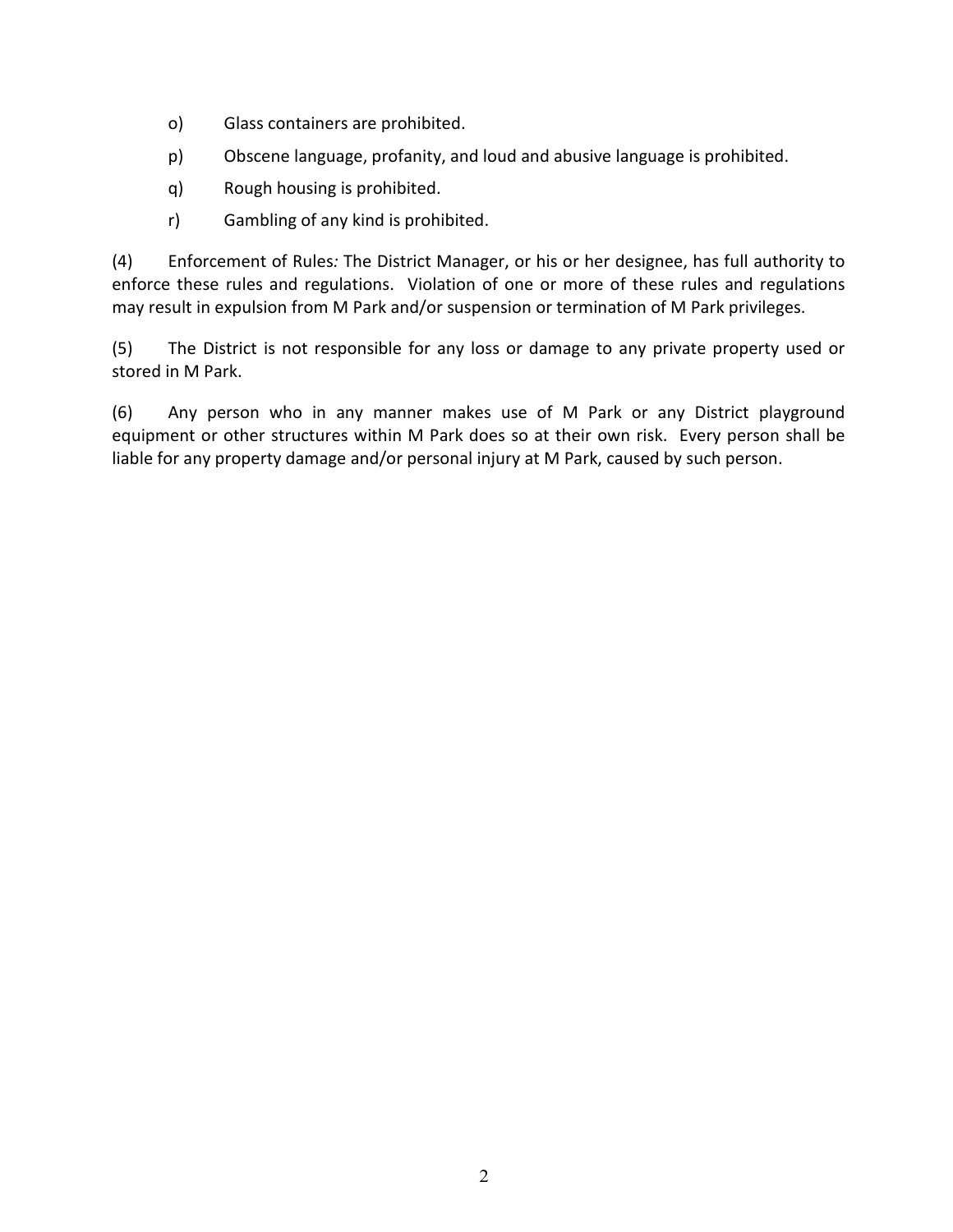o) Glass containers are prohibited.

p) Obscene language, profanity, and loud and abusive language is prohibited.

q) Rough housing is prohibited.

r) Gambling of any kind is prohibited.

(4) Enforcement of Rules*:* The District Manager, or his or her designee, has full authority to enforce these rules and regulations. Violation of one or more of these rules and regulations may result in expulsion from M Park and/or suspension or termination of M Park privileges.

(5) The District is not responsible for any loss or damage to any private property used or stored in M Park.

(6) Any person who in any manner makes use of M Park or any District playground equipment or other structures within M Park does so at their own risk. Every person shall be liable for any property damage and/or personal injury at M Park, caused by such person.